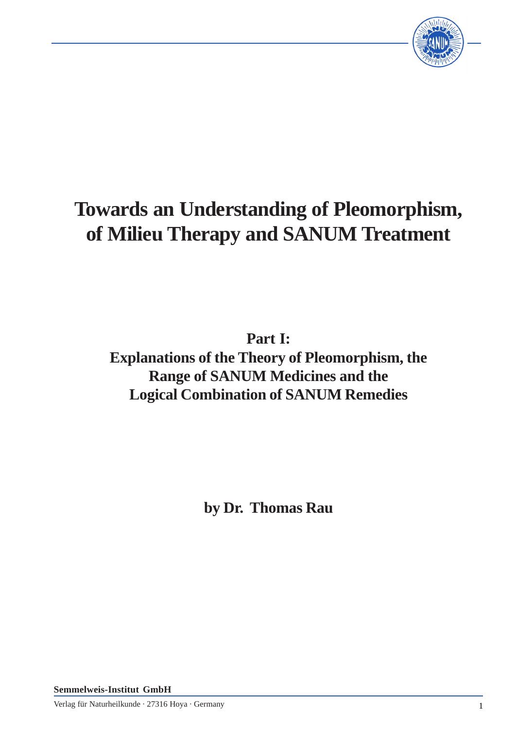# Towards an Understanding of Pleomorphism, of Milieu Therapy and SANUM Treatment

## Part I:
## Explanations of the Theory of Pleomorphism, the Range of SANUM Medicines and the Logical Combination of SANUM Remedies

**by Dr. Thomas Rau**

**Semmelweis-Institut GmbH**

Verlag für Naturheilkunde · 27316 Hoya · Germany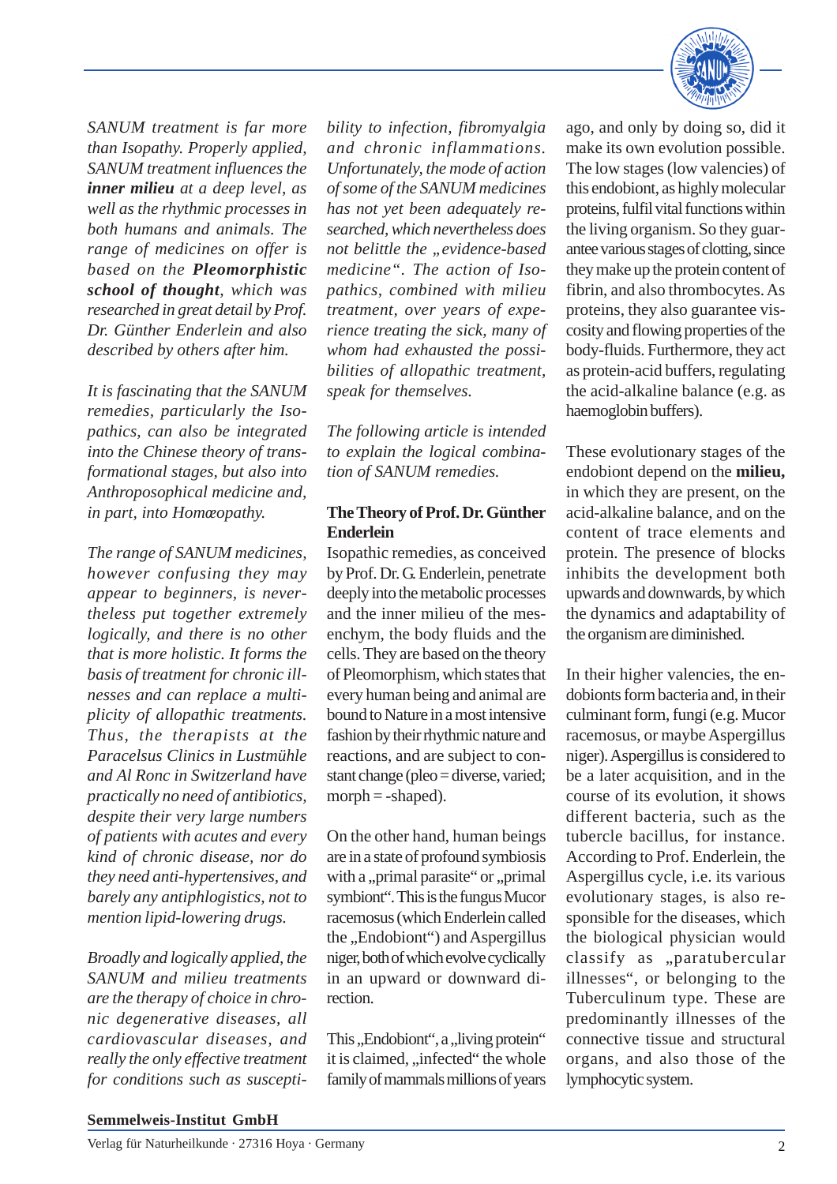*SANUM treatment is far more than Isopathy. Properly applied, SANUM treatment influences the **inner milieu** at a deep level, as well as the rhythmic processes in both humans and animals. The range of medicines on offer is based on the **Pleomorphistic school of thought**, which was researched in great detail by Prof. Dr. Günther Enderlein and also described by others after him.*

*It is fascinating that the SANUM remedies, particularly the Isopathics, can also be integrated into the Chinese theory of transformational stages, but also into Anthroposophical medicine and, in part, into Homœopathy.*

*The range of SANUM medicines, however confusing they may appear to beginners, is nevertheless put together extremely logically, and there is no other that is more holistic. It forms the basis of treatment for chronic illnesses and can replace a multiplicity of allopathic treatments. Thus, the therapists at the Paracelsus Clinics in Lustmühle and Al Ronc in Switzerland have practically no need of antibiotics, despite their very large numbers of patients with acutes and every kind of chronic disease, nor do they need anti-hypertensives, and barely any antiphlogistics, not to mention lipid-lowering drugs.*

*Broadly and logically applied, the SANUM and milieu treatments are the therapy of choice in chronic degenerative diseases, all cardiovascular diseases, and really the only effective treatment for conditions such as susceptibility to infection, fibromyalgia and chronic inflammations. Unfortunately, the mode of action of some of the SANUM medicines has not yet been adequately researched, which nevertheless does not belittle the „evidence-based medicine". The action of Isopathics, combined with milieu treatment, over years of experience treating the sick, many of whom had exhausted the possibilities of allopathic treatment, speak for themselves.*

*The following article is intended to explain the logical combination of SANUM remedies.*

## The Theory of Prof. Dr. Günther Enderlein

Isopathic remedies, as conceived by Prof. Dr. G. Enderlein, penetrate deeply into the metabolic processes and the inner milieu of the mesenchym, the body fluids and the cells. They are based on the theory of Pleomorphism, which states that every human being and animal are bound to Nature in a most intensive fashion by their rhythmic nature and reactions, and are subject to constant change (pleo = diverse, varied; morph = -shaped).

On the other hand, human beings are in a state of profound symbiosis with a „primal parasite" or „primal symbiont". This is the fungus Mucor racemosus (which Enderlein called the „Endobiont") and Aspergillus niger, both of which evolve cyclically in an upward or downward direction.

This „Endobiont", a „living protein" it is claimed, „infected" the whole family of mammals millions of years ago, and only by doing so, did it make its own evolution possible. The low stages (low valencies) of this endobiont, as highly molecular proteins, fulfil vital functions within the living organism. So they guarantee various stages of clotting, since they make up the protein content of fibrin, and also thrombocytes. As proteins, they also guarantee viscosity and flowing properties of the body-fluids. Furthermore, they act as protein-acid buffers, regulating the acid-alkaline balance (e.g. as haemoglobin buffers).

These evolutionary stages of the endobiont depend on the **milieu,** in which they are present, on the acid-alkaline balance, and on the content of trace elements and protein. The presence of blocks inhibits the development both upwards and downwards, by which the dynamics and adaptability of the organism are diminished.

In their higher valencies, the endobionts form bacteria and, in their culminant form, fungi (e.g. Mucor racemosus, or maybe Aspergillus niger). Aspergillus is considered to be a later acquisition, and in the course of its evolution, it shows different bacteria, such as the tubercle bacillus, for instance. According to Prof. Enderlein, the Aspergillus cycle, i.e. its various evolutionary stages, is also responsible for the diseases, which the biological physician would classify as „paratubercular illnesses", or belonging to the Tuberculinum type. These are predominantly illnesses of the connective tissue and structural organs, and also those of the lymphocytic system.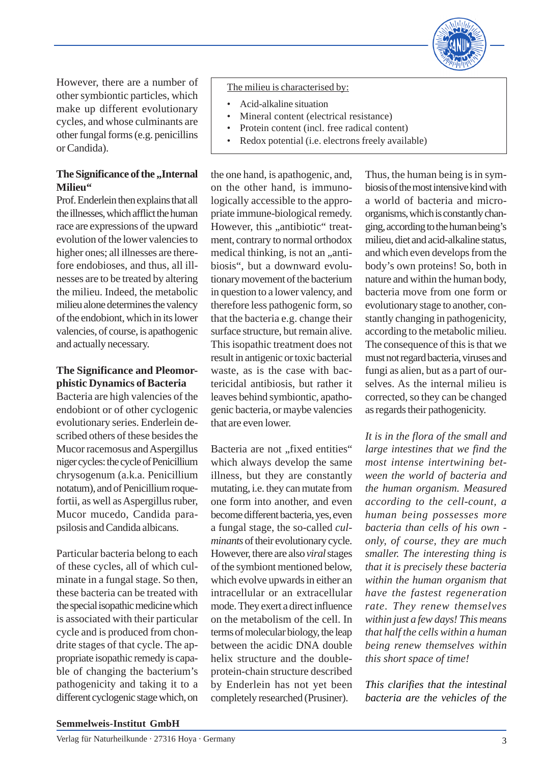However, there are a number of other symbiontic particles, which make up different evolutionary cycles, and whose culminants are other fungal forms (e.g. penicillins or Candida).

The milieu is characterised by:

- Acid-alkaline situation
- Mineral content (electrical resistance)
- Protein content (incl. free radical content)
- Redox potential (i.e. electrons freely available)

**The Significance of the „Internal Milieu“**

Prof. Enderlein then explains that all the illnesses, which afflict the human race are expressions of the upward evolution of the lower valencies to higher ones; all illnesses are therefore endobioses, and thus, all illnesses are to be treated by altering the milieu. Indeed, the metabolic milieu alone determines the valency of the endobiont, which in its lower valencies, of course, is apathogenic and actually necessary.

**The Significance and Pleomorphistic Dynamics of Bacteria**

Bacteria are high valencies of the endobiont or of other cyclogenic evolutionary series. Enderlein described others of these besides the Mucor racemosus and Aspergillus niger cycles: the cycle of Penicillium chrysogenum (a.k.a. Penicillium notatum), and of Penicillium roquefortii, as well as Aspergillus ruber, Mucor mucedo, Candida parapsilosis and Candida albicans.

Particular bacteria belong to each of these cycles, all of which culminate in a fungal stage. So then, these bacteria can be treated with the special isopathic medicine which is associated with their particular cycle and is produced from chondrite stages of that cycle. The appropriate isopathic remedy is capable of changing the bacterium's pathogenicity and taking it to a different cyclogenic stage which, on the one hand, is apathogenic, and, on the other hand, is immunologically accessible to the appropriate immune-biological remedy. However, this „antibiotic“ treatment, contrary to normal orthodox medical thinking, is not an „antibiosis“, but a downward evolutionary movement of the bacterium in question to a lower valency, and therefore less pathogenic form, so that the bacteria e.g. change their surface structure, but remain alive. This isopathic treatment does not result in antigenic or toxic bacterial waste, as is the case with bactericidal antibiosis, but rather it leaves behind symbiontic, apathogenic bacteria, or maybe valencies that are even lower.

Bacteria are not „fixed entities“ which always develop the same illness, but they are constantly mutating, i.e. they can mutate from one form into another, and even become different bacteria, yes, even a fungal stage, the so-called *culminants* of their evolutionary cycle. However, there are also *viral* stages of the symbiont mentioned below, which evolve upwards in either an intracellular or an extracellular mode. They exert a direct influence on the metabolism of the cell. In terms of molecular biology, the leap between the acidic DNA double helix structure and the double-protein-chain structure described by Enderlein has not yet been completely researched (Prusiner).

Thus, the human being is in symbiosis of the most intensive kind with a world of bacteria and microorganisms, which is constantly changing, according to the human being's milieu, diet and acid-alkaline status, and which even develops from the body's own proteins! So, both in nature and within the human body, bacteria move from one form or evolutionary stage to another, constantly changing in pathogenicity, according to the metabolic milieu. The consequence of this is that we must not regard bacteria, viruses and fungi as alien, but as a part of ourselves. As the internal milieu is corrected, so they can be changed as regards their pathogenicity.

*It is in the flora of the small and large intestines that we find the most intense intertwining between the world of bacteria and the human organism. Measured according to the cell-count, a human being possesses more bacteria than cells of his own - only, of course, they are much smaller. The interesting thing is that it is precisely these bacteria within the human organism that have the fastest regeneration rate. They renew themselves within just a few days! This means that half the cells within a human being renew themselves within this short space of time!*

*This clarifies that the intestinal bacteria are the vehicles of the*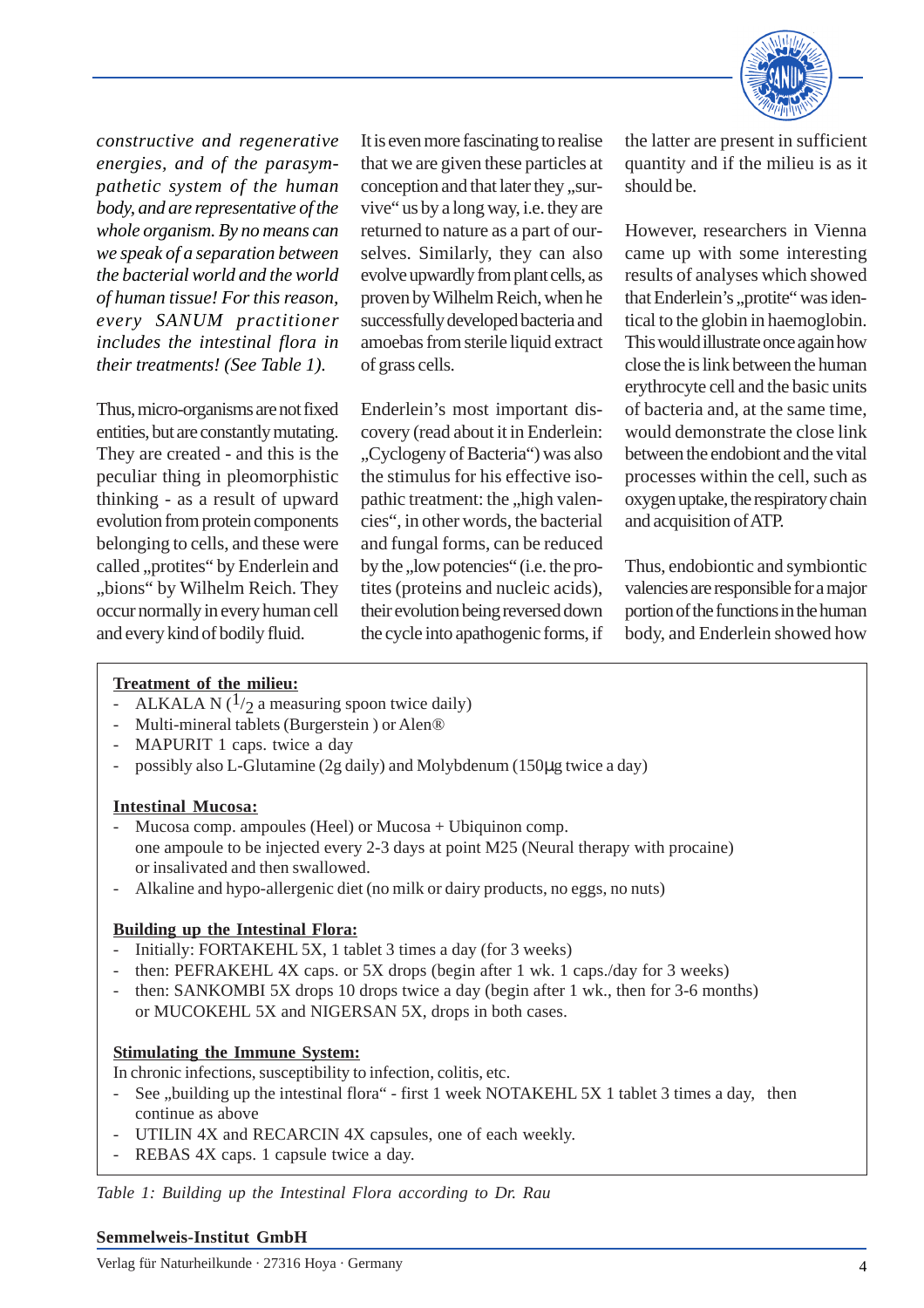*constructive and regenerative energies, and of the parasympathetic system of the human body, and are representative of the whole organism. By no means can we speak of a separation between the bacterial world and the world of human tissue! For this reason, every SANUM practitioner includes the intestinal flora in their treatments! (See Table 1).*

Thus, micro-organisms are not fixed entities, but are constantly mutating. They are created - and this is the peculiar thing in pleomorphistic thinking - as a result of upward evolution from protein components belonging to cells, and these were called „protites“ by Enderlein and „bions“ by Wilhelm Reich. They occur normally in every human cell and every kind of bodily fluid.

It is even more fascinating to realise that we are given these particles at conception and that later they „survive“ us by a long way, i.e. they are returned to nature as a part of ourselves. Similarly, they can also evolve upwardly from plant cells, as proven by Wilhelm Reich, when he successfully developed bacteria and amoebas from sterile liquid extract of grass cells.

Enderlein's most important discovery (read about it in Enderlein: „Cyclogeny of Bacteria“) was also the stimulus for his effective isopathic treatment: the „high valencies“, in other words, the bacterial and fungal forms, can be reduced by the „low potencies“ (i.e. the protites (proteins and nucleic acids), their evolution being reversed down the cycle into apathogenic forms, if the latter are present in sufficient quantity and if the milieu is as it should be.

However, researchers in Vienna came up with some interesting results of analyses which showed that Enderlein's „protite“ was identical to the globin in haemoglobin. This would illustrate once again how close the is link between the human erythrocyte cell and the basic units of bacteria and, at the same time, would demonstrate the close link between the endobiont and the vital processes within the cell, such as oxygen uptake, the respiratory chain and acquisition of ATP.

Thus, endobiontic and symbiontic valencies are responsible for a major portion of the functions in the human body, and Enderlein showed how

**Treatment of the milieu:**

- ALKALA N ($^{1}/_{2}$ a measuring spoon twice daily)
- Multi-mineral tablets (Burgerstein ) or Alen®
- MAPURIT 1 caps. twice a day
- possibly also L-Glutamine (2g daily) and Molybdenum (150µg twice a day)

**Intestinal Mucosa:**

- Mucosa comp. ampoules (Heel) or Mucosa + Ubiquinon comp.
  one ampoule to be injected every 2-3 days at point M25 (Neural therapy with procaine) or insalivated and then swallowed.
- Alkaline and hypo-allergenic diet (no milk or dairy products, no eggs, no nuts)

**Building up the Intestinal Flora:**

- Initially: FORTAKEHL 5X, 1 tablet 3 times a day (for 3 weeks)
- then: PEFRAKEHL 4X caps. or 5X drops (begin after 1 wk. 1 caps./day for 3 weeks)
- then: SANKOMBI 5X drops 10 drops twice a day (begin after 1 wk., then for 3-6 months) or MUCOKEHL 5X and NIGERSAN 5X, drops in both cases.

**Stimulating the Immune System:**

In chronic infections, susceptibility to infection, colitis, etc.

- See „building up the intestinal flora“ - first 1 week NOTAKEHL 5X 1 tablet 3 times a day, then continue as above
- UTILIN 4X and RECARCIN 4X capsules, one of each weekly.
- REBAS 4X caps. 1 capsule twice a day.

*Table 1: Building up the Intestinal Flora according to Dr. Rau*

**Semmelweis-Institut GmbH**

Verlag für Naturheilkunde · 27316 Hoya · Germany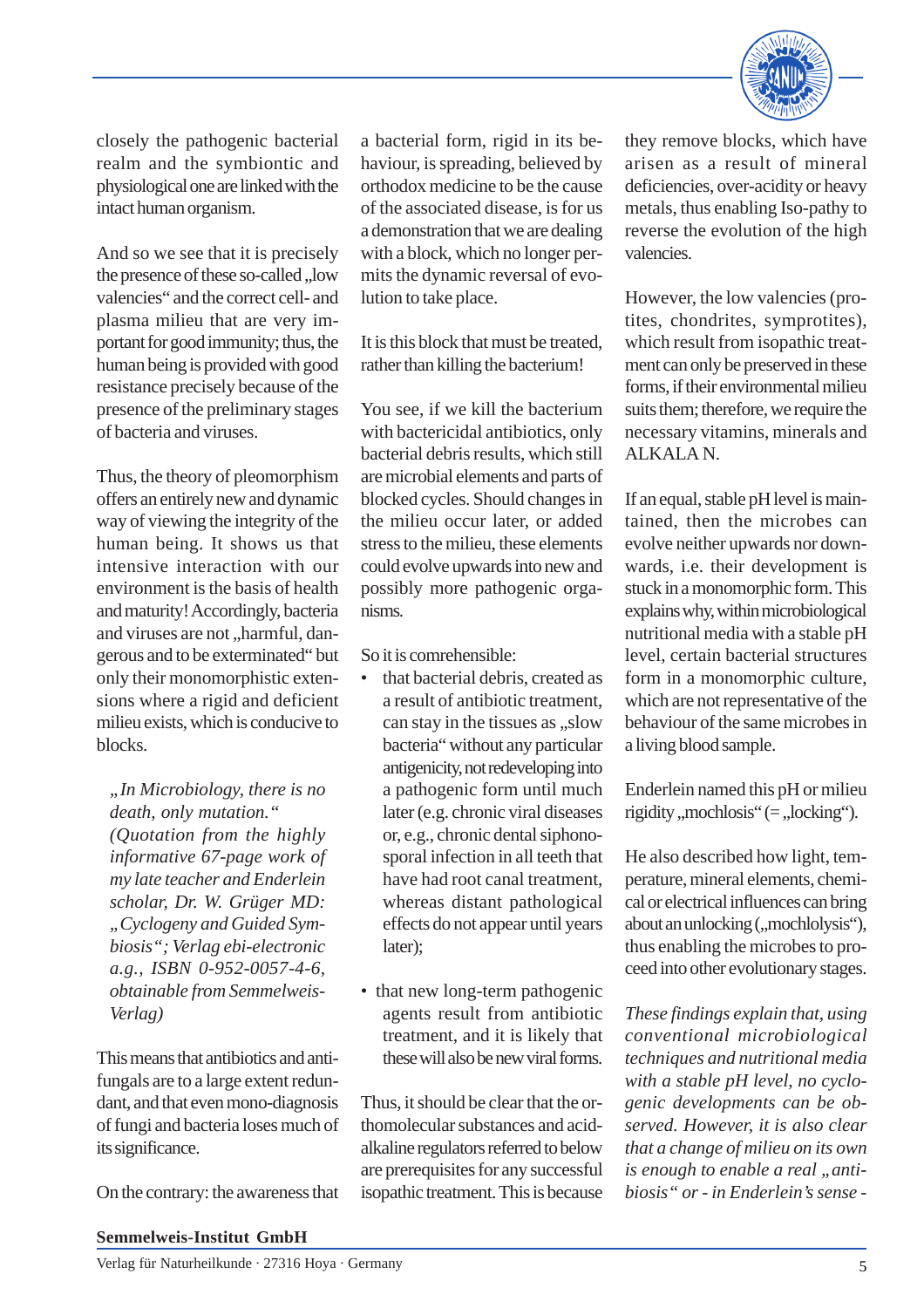closely the pathogenic bacterial realm and the symbiontic and physiological one are linked with the intact human organism.

And so we see that it is precisely the presence of these so-called „low valencies" and the correct cell- and plasma milieu that are very important for good immunity; thus, the human being is provided with good resistance precisely because of the presence of the preliminary stages of bacteria and viruses.

Thus, the theory of pleomorphism offers an entirely new and dynamic way of viewing the integrity of the human being. It shows us that intensive interaction with our environment is the basis of health and maturity! Accordingly, bacteria and viruses are not „harmful, dangerous and to be exterminated" but only their monomorphistic extensions where a rigid and deficient milieu exists, which is conducive to blocks.

*„In Microbiology, there is no death, only mutation." (Quotation from the highly informative 67-page work of my late teacher and Enderlein scholar, Dr. W. Grüger MD: „Cyclogeny and Guided Symbiosis"; Verlag ebi-electronic a.g., ISBN 0-952-0057-4-6, obtainable from Semmelweis-Verlag)*

This means that antibiotics and antifungals are to a large extent redundant, and that even mono-diagnosis of fungi and bacteria loses much of its significance.

On the contrary: the awareness that a bacterial form, rigid in its behaviour, is spreading, believed by orthodox medicine to be the cause of the associated disease, is for us a demonstration that we are dealing with a block, which no longer permits the dynamic reversal of evolution to take place.

It is this block that must be treated, rather than killing the bacterium!

You see, if we kill the bacterium with bactericidal antibiotics, only bacterial debris results, which still are microbial elements and parts of blocked cycles. Should changes in the milieu occur later, or added stress to the milieu, these elements could evolve upwards into new and possibly more pathogenic organisms.

So it is comrehensible:

- that bacterial debris, created as a result of antibiotic treatment, can stay in the tissues as „slow bacteria" without any particular antigenicity, not redeveloping into a pathogenic form until much later (e.g. chronic viral diseases or, e.g., chronic dental siphonosporal infection in all teeth that have had root canal treatment, whereas distant pathological effects do not appear until years later);
- that new long-term pathogenic agents result from antibiotic treatment, and it is likely that these will also be new viral forms.

Thus, it should be clear that the orthomolecular substances and acid-alkaline regulators referred to below are prerequisites for any successful isopathic treatment. This is because they remove blocks, which have arisen as a result of mineral deficiencies, over-acidity or heavy metals, thus enabling Iso-pathy to reverse the evolution of the high valencies.

However, the low valencies (protites, chondrites, symprotites), which result from isopathic treatment can only be preserved in these forms, if their environmental milieu suits them; therefore, we require the necessary vitamins, minerals and ALKALA N.

If an equal, stable pH level is maintained, then the microbes can evolve neither upwards nor downwards, i.e. their development is stuck in a monomorphic form. This explains why, within microbiological nutritional media with a stable pH level, certain bacterial structures form in a monomorphic culture, which are not representative of the behaviour of the same microbes in a living blood sample.

Enderlein named this pH or milieu rigidity „mochlosis" (= „locking").

He also described how light, temperature, mineral elements, chemical or electrical influences can bring about an unlocking („mochlolysis"), thus enabling the microbes to proceed into other evolutionary stages.

*These findings explain that, using conventional microbiological techniques and nutritional media with a stable pH level, no cyclogenic developments can be observed. However, it is also clear that a change of milieu on its own is enough to enable a real „antibiosis" or - in Enderlein's sense -*

**Semmelweis-Institut GmbH**
Verlag für Naturheilkunde · 27316 Hoya · Germany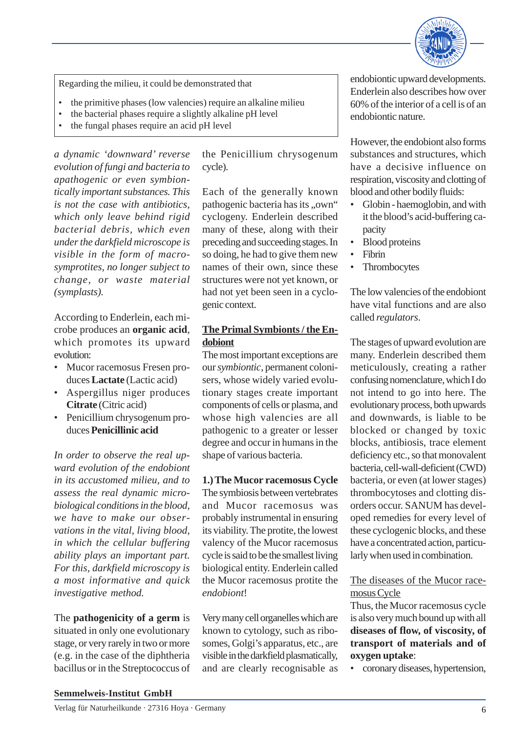Regarding the milieu, it could be demonstrated that

- the primitive phases (low valencies) require an alkaline milieu
- the bacterial phases require a slightly alkaline pH level
- the fungal phases require an acid pH level

*a dynamic 'downward' reverse evolution of fungi and bacteria to apathogenic or even symbiontically important substances. This is not the case with antibiotics, which only leave behind rigid bacterial debris, which even under the darkfield microscope is visible in the form of macrosymprotites, no longer subject to change, or waste material (symplasts).*

According to Enderlein, each microbe produces an **organic acid**, which promotes its upward evolution:

- Mucor racemosus Fresen produces **Lactate** (Lactic acid)
- Aspergillus niger produces **Citrate** (Citric acid)
- Penicillium chrysogenum produces **Penicillinic acid**

*In order to observe the real upward evolution of the endobiont in its accustomed milieu, and to assess the real dynamic microbiological conditions in the blood, we have to make our observations in the vital, living blood, in which the cellular buffering ability plays an important part. For this, darkfield microscopy is a most informative and quick investigative method.*

The **pathogenicity of a germ** is situated in only one evolutionary stage, or very rarely in two or more (e.g. in the case of the diphtheria bacillus or in the Streptococcus of the Penicillium chrysogenum cycle).

Each of the generally known pathogenic bacteria has its „own" cyclogeny. Enderlein described many of these, along with their preceding and succeeding stages. In so doing, he had to give them new names of their own, since these structures were not yet known, or had not yet been seen in a cyclogenic context.

**The Primal Symbionts / the Endobiont**

The most important exceptions are our *symbiontic*, permanent colonisers, whose widely varied evolutionary stages create important components of cells or plasma, and whose high valencies are all pathogenic to a greater or lesser degree and occur in humans in the shape of various bacteria.

**1.) The Mucor racemosus Cycle**

The symbiosis between vertebrates and Mucor racemosus was probably instrumental in ensuring its viability. The protite, the lowest valency of the Mucor racemosus cycle is said to be the smallest living biological entity. Enderlein called the Mucor racemosus protite the *endobiont*!

Very many cell organelles which are known to cytology, such as ribosomes, Golgi's apparatus, etc., are visible in the darkfield plasmatically, and are clearly recognisable as endobiontic upward developments. Enderlein also describes how over 60% of the interior of a cell is of an endobiontic nature.

However, the endobiont also forms substances and structures, which have a decisive influence on respiration, viscosity and clotting of blood and other bodily fluids:

- Globin - haemoglobin, and with it the blood's acid-buffering capacity
- Blood proteins
- Fibrin
- Thrombocytes

The low valencies of the endobiont have vital functions and are also called *regulators*.

The stages of upward evolution are many. Enderlein described them meticulously, creating a rather confusing nomenclature, which I do not intend to go into here. The evolutionary process, both upwards and downwards, is liable to be blocked or changed by toxic blocks, antibiosis, trace element deficiency etc., so that monovalent bacteria, cell-wall-deficient (CWD) bacteria, or even (at lower stages) thrombocytoses and clotting disorders occur. SANUM has developed remedies for every level of these cyclogenic blocks, and these have a concentrated action, particularly when used in combination.

The diseases of the Mucor racemosus Cycle

Thus, the Mucor racemosus cycle is also very much bound up with all **diseases of flow, of viscosity, of transport of materials and of oxygen uptake**:

- coronary diseases, hypertension,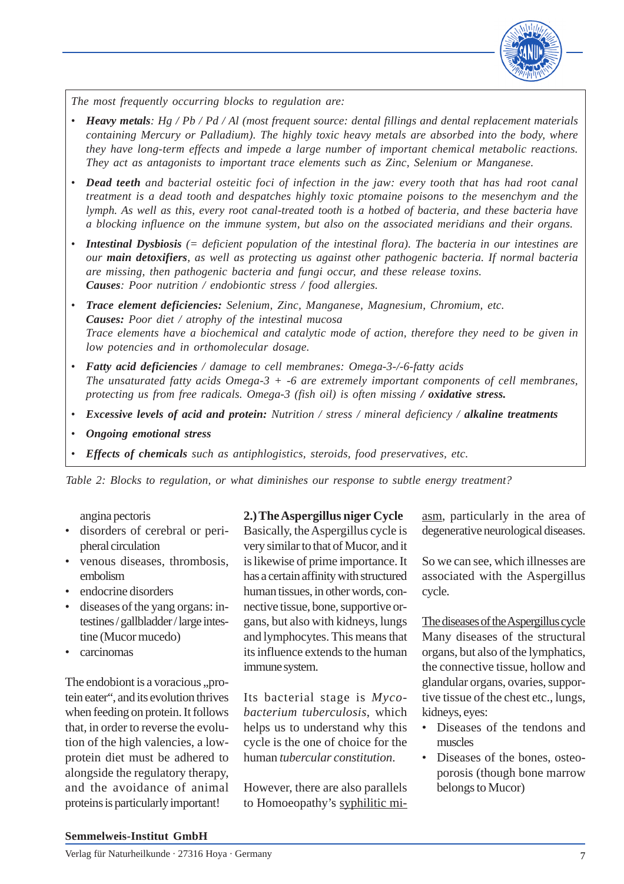*The most frequently occurring blocks to regulation are:*

- ***Heavy metals**: Hg / Pb / Pd / Al (most frequent source: dental fillings and dental replacement materials containing Mercury or Palladium). The highly toxic heavy metals are absorbed into the body, where they have long-term effects and impede a large number of important chemical metabolic reactions. They act as antagonists to important trace elements such as Zinc, Selenium or Manganese.*
- ***Dead teeth** and bacterial osteitic foci of infection in the jaw: every tooth that has had root canal treatment is a dead tooth and despatches highly toxic ptomaine poisons to the mesenchym and the lymph. As well as this, every root canal-treated tooth is a hotbed of bacteria, and these bacteria have a blocking influence on the immune system, but also on the associated meridians and their organs.*
- ***Intestinal Dysbiosis** (= deficient population of the intestinal flora). The bacteria in our intestines are our **main detoxifiers**, as well as protecting us against other pathogenic bacteria. If normal bacteria are missing, then pathogenic bacteria and fungi occur, and these release toxins.*
  ***Causes**: Poor nutrition / endobiontic stress / food allergies.*
- ***Trace element deficiencies:** Selenium, Zinc, Manganese, Magnesium, Chromium, etc.*
  ***Causes:** Poor diet / atrophy of the intestinal mucosa*
  *Trace elements have a biochemical and catalytic mode of action, therefore they need to be given in low potencies and in orthomolecular dosage.*
- ***Fatty acid deficiencies** / damage to cell membranes: Omega-3-/-6-fatty acids*
  *The unsaturated fatty acids Omega-3 + -6 are extremely important components of cell membranes, protecting us from free radicals. Omega-3 (fish oil) is often missing **/ oxidative stress.***
- ***Excessive levels of acid and protein:** Nutrition / stress / mineral deficiency / **alkaline treatments***
- ***Ongoing emotional stress***
- ***Effects of chemicals** such as antiphlogistics, steroids, food preservatives, etc.*

*Table 2: Blocks to regulation, or what diminishes our response to subtle energy treatment?*

  angina pectoris
- disorders of cerebral or peripheral circulation
- venous diseases, thrombosis, embolism
- endocrine disorders
- diseases of the yang organs: intestines / gallbladder / large intestine (Mucor mucedo)
- carcinomas

The endobiont is a voracious „protein eater", and its evolution thrives when feeding on protein. It follows that, in order to reverse the evolution of the high valencies, a low-protein diet must be adhered to alongside the regulatory therapy, and the avoidance of animal proteins is particularly important!

**2.) The Aspergillus niger Cycle**

Basically, the Aspergillus cycle is very similar to that of Mucor, and it is likewise of prime importance. It has a certain affinity with structured human tissues, in other words, connective tissue, bone, supportive organs, but also with kidneys, lungs and lymphocytes. This means that its influence extends to the human immune system.

Its bacterial stage is *Mycobacterium tuberculosis*, which helps us to understand why this cycle is the one of choice for the human *tubercular constitution*.

However, there are also parallels to Homoeopathy's <u>syphilitic miasm</u>, particularly in the area of degenerative neurological diseases.

So we can see, which illnesses are associated with the Aspergillus cycle.

<u>The diseases of the Aspergillus cycle</u>

Many diseases of the structural organs, but also of the lymphatics, the connective tissue, hollow and glandular organs, ovaries, supportive tissue of the chest etc., lungs, kidneys, eyes:

- Diseases of the tendons and muscles
- Diseases of the bones, osteoporosis (though bone marrow belongs to Mucor)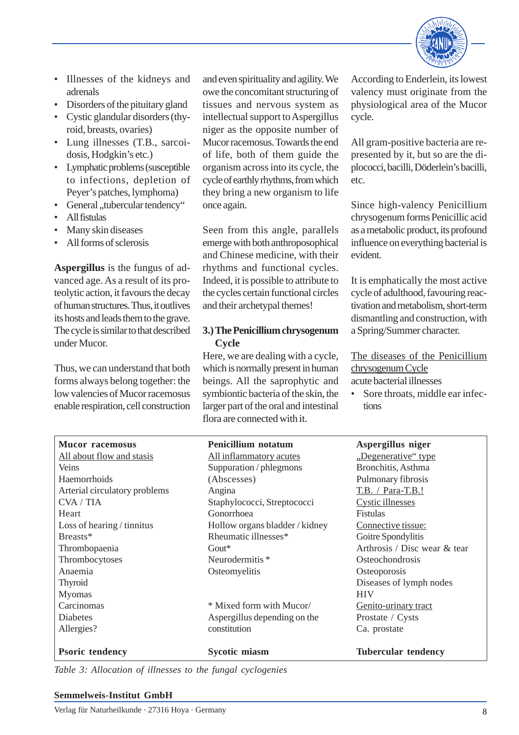- Illnesses of the kidneys and adrenals
- Disorders of the pituitary gland
- Cystic glandular disorders (thyroid, breasts, ovaries)
- Lung illnesses (T.B., sarcoidosis, Hodgkin's etc.)
- Lymphatic problems (susceptible to infections, depletion of Peyer's patches, lymphoma)
- General „tubercular tendency"
- All fistulas
- Many skin diseases
- All forms of sclerosis

**Aspergillus** is the fungus of advanced age. As a result of its proteolytic action, it favours the decay of human structures. Thus, it outlives its hosts and leads them to the grave. The cycle is similar to that described under Mucor.

Thus, we can understand that both forms always belong together: the low valencies of Mucor racemosus enable respiration, cell construction and even spirituality and agility. We owe the concomitant structuring of tissues and nervous system as intellectual support to Aspergillus niger as the opposite number of Mucor racemosus. Towards the end of life, both of them guide the organism across into its cycle, the cycle of earthly rhythms, from which they bring a new organism to life once again.

Seen from this angle, parallels emerge with both anthroposophical and Chinese medicine, with their rhythms and functional cycles. Indeed, it is possible to attribute to the cycles certain functional circles and their archetypal themes!

### 3.) The Penicillium chrysogenum Cycle

Here, we are dealing with a cycle, which is normally present in human beings. All the saprophytic and symbiontic bacteria of the skin, the larger part of the oral and intestinal flora are connected with it.

According to Enderlein, its lowest valency must originate from the physiological area of the Mucor cycle.

All gram-positive bacteria are represented by it, but so are the diplococci, bacilli, Döderlein's bacilli, etc.

Since high-valency Penicillium chrysogenum forms Penicillic acid as a metabolic product, its profound influence on everything bacterial is evident.

It is emphatically the most active cycle of adulthood, favouring reactivation and metabolism, short-term dismantling and construction, with a Spring/Summer character.

<u>The diseases of the Penicillium chrysogenum Cycle</u>

acute bacterial illnesses

- Sore throats, middle ear infections

| | | |
|---|---|---|
| **Mucor racemosus** | **Penicillium notatum** | **Aspergillus niger** |
| <u>All about flow and stasis</u> | <u>All inflammatory acutes</u> | <u>„Degenerative" type</u> |
| Veins | Suppuration / phlegmons | Bronchitis, Asthma |
| Haemorrhoids | (Abscesses) | Pulmonary fibrosis |
| Arterial circulatory problems | Angina | <u>T.B. / Para-T.B.!</u> |
| CVA / TIA | Staphylococci, Streptococci | <u>Cystic illnesses</u> |
| Heart | Gonorrhoea | Fistulas |
| Loss of hearing / tinnitus | Hollow organs bladder / kidney | <u>Connective tissue:</u> |
| Breasts* | Rheumatic illnesses* | Goitre Spondylitis |
| Thrombopaenia | Gout* | Arthrosis / Disc wear & tear |
| Thrombocytoses | Neurodermitis * | Osteochondrosis |
| Anaemia | Osteomyelitis | Osteoporosis |
| Thyroid | | Diseases of lymph nodes |
| Myomas | | HIV |
| Carcinomas | * Mixed form with Mucor/ | <u>Genito-urinary tract</u> |
| Diabetes | Aspergillus depending on the | Prostate / Cysts |
| Allergies? | constitution | Ca. prostate |
| **Psoric tendency** | **Sycotic miasm** | **Tubercular tendency** |

*Table 3: Allocation of illnesses to the fungal cyclogenies*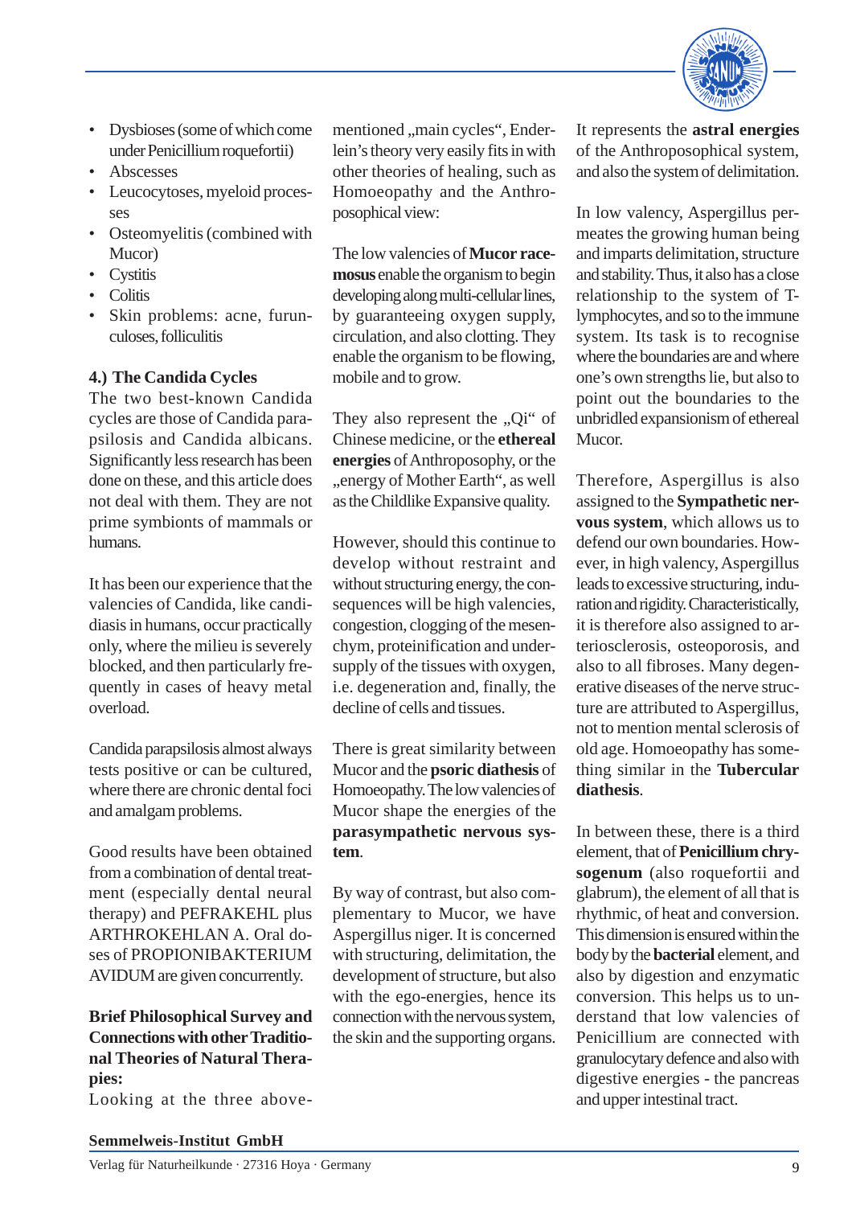- Dysbioses (some of which come under Penicillium roquefortii)
- Abscesses
- Leucocytoses, myeloid processes
- Osteomyelitis (combined with Mucor)
- Cystitis
- Colitis
- Skin problems: acne, furunculoses, folliculitis

**4.) The Candida Cycles**

The two best-known Candida cycles are those of Candida parapsilosis and Candida albicans. Significantly less research has been done on these, and this article does not deal with them. They are not prime symbionts of mammals or humans.

It has been our experience that the valencies of Candida, like candidiasis in humans, occur practically only, where the milieu is severely blocked, and then particularly frequently in cases of heavy metal overload.

Candida parapsilosis almost always tests positive or can be cultured, where there are chronic dental foci and amalgam problems.

Good results have been obtained from a combination of dental treatment (especially dental neural therapy) and PEFRAKEHL plus ARTHROKEHLAN A. Oral doses of PROPIONIBAKTERIUM AVIDUM are given concurrently.

**Brief Philosophical Survey and Connections with other Traditional Theories of Natural Therapies:**

Looking at the three above-mentioned „main cycles“, Enderlein's theory very easily fits in with other theories of healing, such as Homoeopathy and the Anthroposophical view:

The low valencies of **Mucor racemosus** enable the organism to begin developing along multi-cellular lines, by guaranteeing oxygen supply, circulation, and also clotting. They enable the organism to be flowing, mobile and to grow.

They also represent the „Qi“ of Chinese medicine, or the **ethereal energies** of Anthroposophy, or the „energy of Mother Earth“, as well as the Childlike Expansive quality.

However, should this continue to develop without restraint and without structuring energy, the consequences will be high valencies, congestion, clogging of the mesenchym, proteinification and undersupply of the tissues with oxygen, i.e. degeneration and, finally, the decline of cells and tissues.

There is great similarity between Mucor and the **psoric diathesis** of Homoeopathy. The low valencies of Mucor shape the energies of the **parasympathetic nervous system**.

By way of contrast, but also complementary to Mucor, we have Aspergillus niger. It is concerned with structuring, delimitation, the development of structure, but also with the ego-energies, hence its connection with the nervous system, the skin and the supporting organs.

It represents the **astral energies** of the Anthroposophical system, and also the system of delimitation.

In low valency, Aspergillus permeates the growing human being and imparts delimitation, structure and stability. Thus, it also has a close relationship to the system of T-lymphocytes, and so to the immune system. Its task is to recognise where the boundaries are and where one's own strengths lie, but also to point out the boundaries to the unbridled expansionism of ethereal Mucor.

Therefore, Aspergillus is also assigned to the **Sympathetic nervous system**, which allows us to defend our own boundaries. However, in high valency, Aspergillus leads to excessive structuring, induration and rigidity. Characteristically, it is therefore also assigned to arteriosclerosis, osteoporosis, and also to all fibroses. Many degenerative diseases of the nerve structure are attributed to Aspergillus, not to mention mental sclerosis of old age. Homoeopathy has something similar in the **Tubercular diathesis**.

In between these, there is a third element, that of **Penicillium chrysogenum** (also roquefortii and glabrum), the element of all that is rhythmic, of heat and conversion. This dimension is ensured within the body by the **bacterial** element, and also by digestion and enzymatic conversion. This helps us to understand that low valencies of Penicillium are connected with granulocytary defence and also with digestive energies - the pancreas and upper intestinal tract.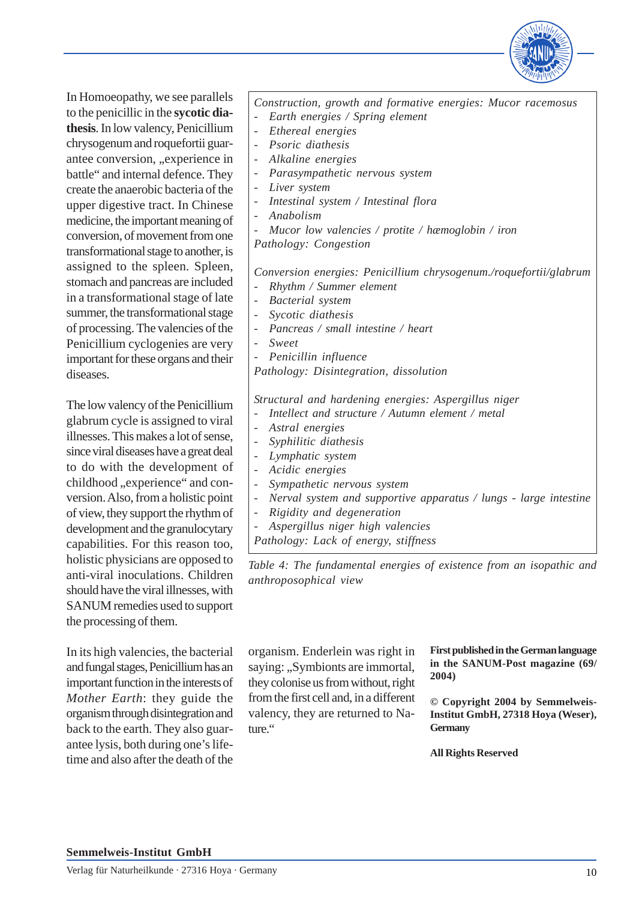In Homoeopathy, we see parallels to the penicillic in the **sycotic diathesis**. In low valency, Penicillium chrysogenum and roquefortii guarantee conversion, „experience in battle" and internal defence. They create the anaerobic bacteria of the upper digestive tract. In Chinese medicine, the important meaning of conversion, of movement from one transformational stage to another, is assigned to the spleen. Spleen, stomach and pancreas are included in a transformational stage of late summer, the transformational stage of processing. The valencies of the Penicillium cyclogenies are very important for these organs and their diseases.

The low valency of the Penicillium glabrum cycle is assigned to viral illnesses. This makes a lot of sense, since viral diseases have a great deal to do with the development of childhood „experience" and conversion. Also, from a holistic point of view, they support the rhythm of development and the granulocytary capabilities. For this reason too, holistic physicians are opposed to anti-viral inoculations. Children should have the viral illnesses, with SANUM remedies used to support the processing of them.

In its high valencies, the bacterial and fungal stages, Penicillium has an important function in the interests of *Mother Earth*: they guide the organism through disintegration and back to the earth. They also guarantee lysis, both during one's lifetime and also after the death of the organism. Enderlein was right in saying: „Symbionts are immortal, they colonise us from without, right from the first cell and, in a different valency, they are returned to Nature."

*Construction, growth and formative energies: Mucor racemosus*
- *Earth energies / Spring element*
- *Ethereal energies*
- *Psoric diathesis*
- *Alkaline energies*
- *Parasympathetic nervous system*
- *Liver system*
- *Intestinal system / Intestinal flora*
- *Anabolism*
- *Mucor low valencies / protite / hæmoglobin / iron*

*Pathology: Congestion*

*Conversion energies: Penicillium chrysogenum./roquefortii/glabrum*
- *Rhythm / Summer element*
- *Bacterial system*
- *Sycotic diathesis*
- *Pancreas / small intestine / heart*
- *Sweet*
- *Penicillin influence*

*Pathology: Disintegration, dissolution*

*Structural and hardening energies: Aspergillus niger*
- *Intellect and structure / Autumn element / metal*
- *Astral energies*
- *Syphilitic diathesis*
- *Lymphatic system*
- *Acidic energies*
- *Sympathetic nervous system*
- *Nerval system and supportive apparatus / lungs - large intestine*
- *Rigidity and degeneration*
- *Aspergillus niger high valencies*

*Pathology: Lack of energy, stiffness*

*Table 4: The fundamental energies of existence from an isopathic and anthroposophical view*

**First published in the German language in the SANUM-Post magazine (69/ 2004)**

**© Copyright 2004 by Semmelweis-Institut GmbH, 27318 Hoya (Weser), Germany**

**All Rights Reserved**